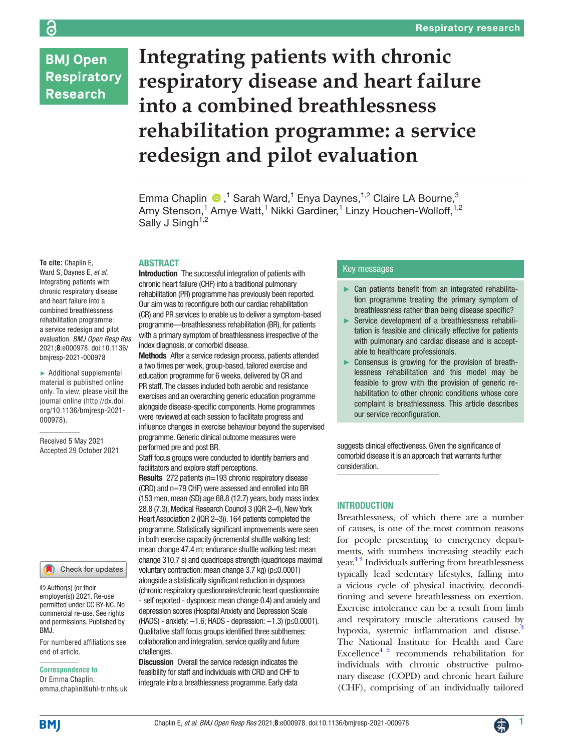# Integrating patients with chronic respiratory disease and heart failure into a combined breathlessness rehabilitation programme: a service redesign and pilot evaluation

Emma Chaplin [1], Sarah Ward [1], Enya Daynes [1,2], Claire LA Bourne [3], Amy Stenson [1], Amye Watt [1], Nikki Gardiner [1], Linzy Houchen-Wolloff [1,2], Sally J Singh [1,2]

**To cite:** Chaplin E, Ward S, Daynes E, *et al*. Integrating patients with chronic respiratory disease and heart failure into a combined breathlessness rehabilitation programme: a service redesign and pilot evaluation. *BMJ Open Resp Res* 2021;**8**:e000978. doi:10.1136/bmjresp-2021-000978

► Additional supplemental material is published online only. To view, please visit the journal online (http://dx.doi.org/10.1136/bmjresp-2021-000978).

Received 5 May 2021
Accepted 29 October 2021

© Author(s) (or their employer(s)) 2021. Re-use permitted under CC BY-NC. No commercial re-use. See rights and permissions. Published by BMJ.

For numbered affiliations see end of article.

**Correspondence to**
Dr Emma Chaplin;
emma.chaplin@uhl-tr.nhs.uk

## ABSTRACT

**Introduction** The successful integration of patients with chronic heart failure (CHF) into a traditional pulmonary rehabilitation (PR) programme has previously been reported. Our aim was to reconfigure both our cardiac rehabilitation (CR) and PR services to enable us to deliver a symptom-based programme—breathlessness rehabilitation (BR), for patients with a primary symptom of breathlessness irrespective of the index diagnosis, or comorbid disease.

**Methods** After a service redesign process, patients attended a two times per week, group-based, tailored exercise and education programme for 6 weeks, delivered by CR and PR staff. The classes included both aerobic and resistance exercises and an overarching generic education programme alongside disease-specific components. Home programmes were reviewed at each session to facilitate progress and influence changes in exercise behaviour beyond the supervised programme. Generic clinical outcome measures were performed pre and post BR.

Staff focus groups were conducted to identify barriers and facilitators and explore staff perceptions.

**Results** 272 patients (n=193 chronic respiratory disease (CRD) and n=79 CHF) were assessed and enrolled into BR (153 men, mean (SD) age 68.8 (12.7) years, body mass index 28.8 (7.3), Medical Research Council 3 (IQR 2–4), New York Heart Association 2 (IQR 2–3)). 164 patients completed the programme. Statistically significant improvements were seen in both exercise capacity (incremental shuttle walking test: mean change 47.4 m; endurance shuttle walking test: mean change 310.7 s) and quadriceps strength (quadriceps maximal voluntary contraction: mean change 3.7 kg) ($p\leq0.0001$) alongside a statistically significant reduction in dyspnoea (chronic respiratory questionnaire/chronic heart questionnaire - self reported - dyspnoea: mean change 0.4) and anxiety and depression scores (Hospital Anxiety and Depression Scale (HADS) - anxiety: −1.6; HADS - depression: −1.3) ($p\leq0.0001$). Qualitative staff focus groups identified three subthemes: collaboration and integration, service quality and future challenges.

**Discussion** Overall the service redesign indicates the feasibility for staff and individuals with CRD and CHF to integrate into a breathlessness programme. Early data suggests clinical effectiveness. Given the significance of comorbid disease it is an approach that warrants further consideration.

## Key messages

- ► Can patients benefit from an integrated rehabilitation programme treating the primary symptom of breathlessness rather than being disease specific?
- ► Service development of a breathlessness rehabilitation is feasible and clinically effective for patients with pulmonary and cardiac disease and is acceptable to healthcare professionals.
- ► Consensus is growing for the provision of breathlessness rehabilitation and this model may be feasible to grow with the provision of generic rehabilitation to other chronic conditions whose core complaint is breathlessness. This article describes our service reconfiguration.

## INTRODUCTION

Breathlessness, of which there are a number of causes, is one of the most common reasons for people presenting to emergency departments, with numbers increasing steadily each year.[1 2] Individuals suffering from breathlessness typically lead sedentary lifestyles, falling into a vicious cycle of physical inactivity, deconditioning and severe breathlessness on exertion. Exercise intolerance can be a result from limb and respiratory muscle alterations caused by hypoxia, systemic inflammation and disuse.[3] The National Institute for Health and Care Excellence[4 5] recommends rehabilitation for individuals with chronic obstructive pulmonary disease (COPD) and chronic heart failure (CHF), comprising of an individually tailored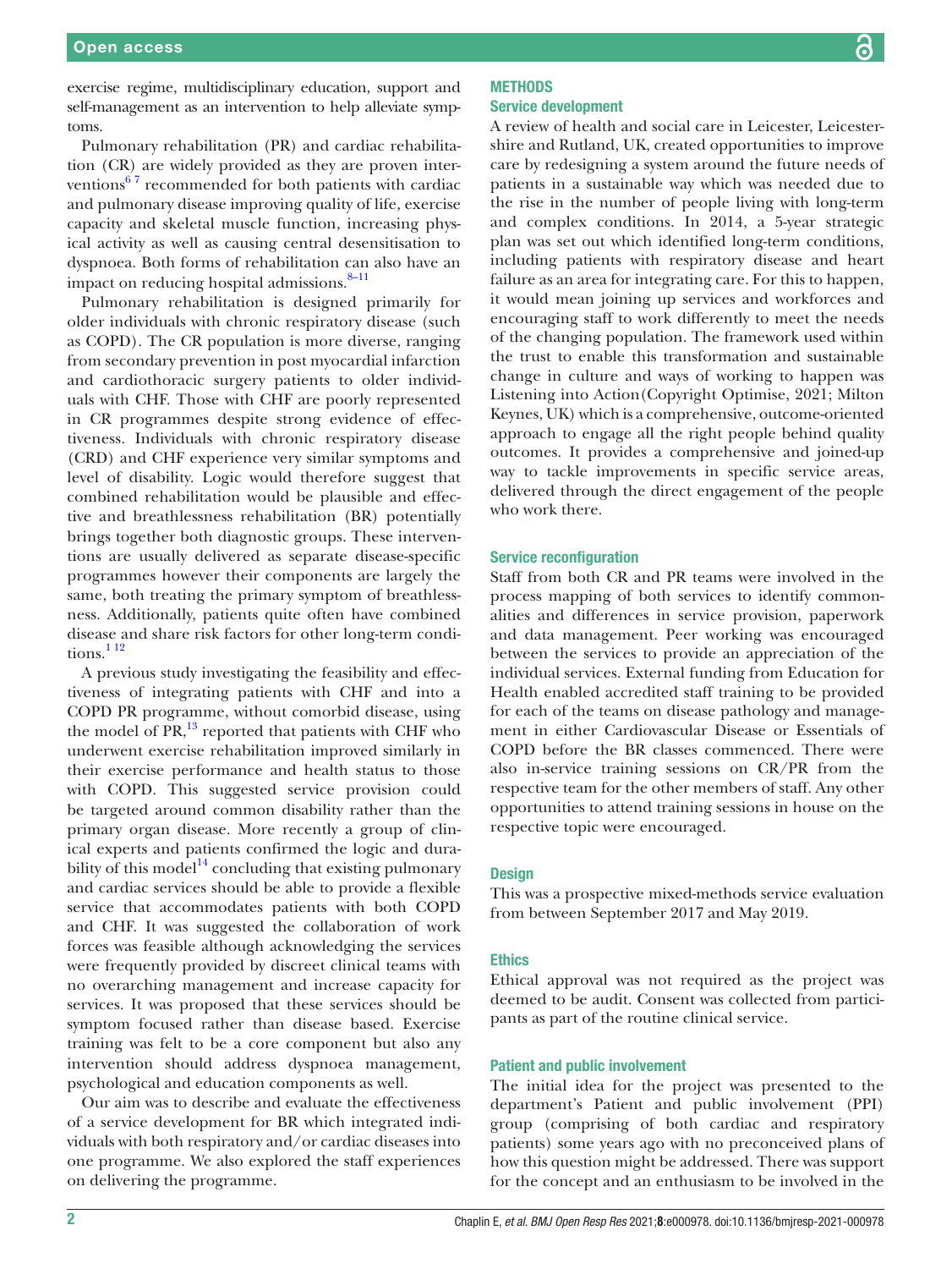exercise regime, multidisciplinary education, support and self-management as an intervention to help alleviate symptoms.

Pulmonary rehabilitation (PR) and cardiac rehabilitation (CR) are widely provided as they are proven interventions[6 7] recommended for both patients with cardiac and pulmonary disease improving quality of life, exercise capacity and skeletal muscle function, increasing physical activity as well as causing central desensitisation to dyspnoea. Both forms of rehabilitation can also have an impact on reducing hospital admissions.[8–11]

Pulmonary rehabilitation is designed primarily for older individuals with chronic respiratory disease (such as COPD). The CR population is more diverse, ranging from secondary prevention in post myocardial infarction and cardiothoracic surgery patients to older individuals with CHF. Those with CHF are poorly represented in CR programmes despite strong evidence of effectiveness. Individuals with chronic respiratory disease (CRD) and CHF experience very similar symptoms and level of disability. Logic would therefore suggest that combined rehabilitation would be plausible and effective and breathlessness rehabilitation (BR) potentially brings together both diagnostic groups. These interventions are usually delivered as separate disease-specific programmes however their components are largely the same, both treating the primary symptom of breathlessness. Additionally, patients quite often have combined disease and share risk factors for other long-term conditions.[1 12]

A previous study investigating the feasibility and effectiveness of integrating patients with CHF and into a COPD PR programme, without comorbid disease, using the model of PR,[13] reported that patients with CHF who underwent exercise rehabilitation improved similarly in their exercise performance and health status to those with COPD. This suggested service provision could be targeted around common disability rather than the primary organ disease. More recently a group of clinical experts and patients confirmed the logic and durability of this model[14] concluding that existing pulmonary and cardiac services should be able to provide a flexible service that accommodates patients with both COPD and CHF. It was suggested the collaboration of work forces was feasible although acknowledging the services were frequently provided by discreet clinical teams with no overarching management and increase capacity for services. It was proposed that these services should be symptom focused rather than disease based. Exercise training was felt to be a core component but also any intervention should address dyspnoea management, psychological and education components as well.

Our aim was to describe and evaluate the effectiveness of a service development for BR which integrated individuals with both respiratory and/or cardiac diseases into one programme. We also explored the staff experiences on delivering the programme.

## METHODS

### Service development

A review of health and social care in Leicester, Leicestershire and Rutland, UK, created opportunities to improve care by redesigning a system around the future needs of patients in a sustainable way which was needed due to the rise in the number of people living with long-term and complex conditions. In 2014, a 5-year strategic plan was set out which identified long-term conditions, including patients with respiratory disease and heart failure as an area for integrating care. For this to happen, it would mean joining up services and workforces and encouraging staff to work differently to meet the needs of the changing population. The framework used within the trust to enable this transformation and sustainable change in culture and ways of working to happen was Listening into Action(Copyright Optimise, 2021; Milton Keynes, UK) which is a comprehensive, outcome-oriented approach to engage all the right people behind quality outcomes. It provides a comprehensive and joined-up way to tackle improvements in specific service areas, delivered through the direct engagement of the people who work there.

### Service reconfiguration

Staff from both CR and PR teams were involved in the process mapping of both services to identify commonalities and differences in service provision, paperwork and data management. Peer working was encouraged between the services to provide an appreciation of the individual services. External funding from Education for Health enabled accredited staff training to be provided for each of the teams on disease pathology and management in either Cardiovascular Disease or Essentials of COPD before the BR classes commenced. There were also in-service training sessions on CR/PR from the respective team for the other members of staff. Any other opportunities to attend training sessions in house on the respective topic were encouraged.

### Design

This was a prospective mixed-methods service evaluation from between September 2017 and May 2019.

### Ethics

Ethical approval was not required as the project was deemed to be audit. Consent was collected from participants as part of the routine clinical service.

### Patient and public involvement

The initial idea for the project was presented to the department's Patient and public involvement (PPI) group (comprising of both cardiac and respiratory patients) some years ago with no preconceived plans of how this question might be addressed. There was support for the concept and an enthusiasm to be involved in the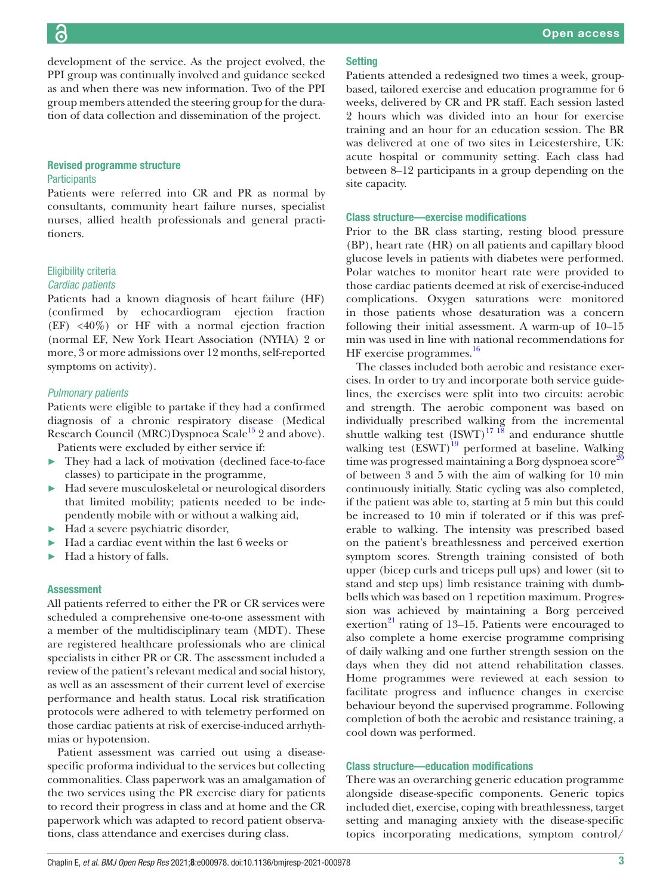development of the service. As the project evolved, the PPI group was continually involved and guidance seeked as and when there was new information. Two of the PPI group members attended the steering group for the duration of data collection and dissemination of the project.

## Revised programme structure

### Participants

Patients were referred into CR and PR as normal by consultants, community heart failure nurses, specialist nurses, allied health professionals and general practitioners.

### Eligibility criteria

#### *Cardiac patients*

Patients had a known diagnosis of heart failure (HF) (confirmed by echocardiogram ejection fraction (EF) <40%) or HF with a normal ejection fraction (normal EF, New York Heart Association (NYHA) 2 or more, 3 or more admissions over 12 months, self-reported symptoms on activity).

#### *Pulmonary patients*

Patients were eligible to partake if they had a confirmed diagnosis of a chronic respiratory disease (Medical Research Council (MRC)Dyspnoea Scale[15] 2 and above).

Patients were excluded by either service if:

- They had a lack of motivation (declined face-to-face classes) to participate in the programme,
- Had severe musculoskeletal or neurological disorders that limited mobility; patients needed to be independently mobile with or without a walking aid,
- Had a severe psychiatric disorder,
- Had a cardiac event within the last 6 weeks or
- Had a history of falls.

## Assessment

All patients referred to either the PR or CR services were scheduled a comprehensive one-to-one assessment with a member of the multidisciplinary team (MDT). These are registered healthcare professionals who are clinical specialists in either PR or CR. The assessment included a review of the patient's relevant medical and social history, as well as an assessment of their current level of exercise performance and health status. Local risk stratification protocols were adhered to with telemetry performed on those cardiac patients at risk of exercise-induced arrhythmias or hypotension.

Patient assessment was carried out using a disease-specific proforma individual to the services but collecting commonalities. Class paperwork was an amalgamation of the two services using the PR exercise diary for patients to record their progress in class and at home and the CR paperwork which was adapted to record patient observations, class attendance and exercises during class.

## Setting

Patients attended a redesigned two times a week, group-based, tailored exercise and education programme for 6 weeks, delivered by CR and PR staff. Each session lasted 2 hours which was divided into an hour for exercise training and an hour for an education session. The BR was delivered at one of two sites in Leicestershire, UK: acute hospital or community setting. Each class had between 8–12 participants in a group depending on the site capacity.

## Class structure—exercise modifications

Prior to the BR class starting, resting blood pressure (BP), heart rate (HR) on all patients and capillary blood glucose levels in patients with diabetes were performed. Polar watches to monitor heart rate were provided to those cardiac patients deemed at risk of exercise-induced complications. Oxygen saturations were monitored in those patients whose desaturation was a concern following their initial assessment. A warm-up of 10–15 min was used in line with national recommendations for HF exercise programmes.[16]

The classes included both aerobic and resistance exercises. In order to try and incorporate both service guidelines, the exercises were split into two circuits: aerobic and strength. The aerobic component was based on individually prescribed walking from the incremental shuttle walking test (ISWT)[17,18] and endurance shuttle walking test (ESWT)[19] performed at baseline. Walking time was progressed maintaining a Borg dyspnoea score[20] of between 3 and 5 with the aim of walking for 10 min continuously initially. Static cycling was also completed, if the patient was able to, starting at 5 min but this could be increased to 10 min if tolerated or if this was preferable to walking. The intensity was prescribed based on the patient's breathlessness and perceived exertion symptom scores. Strength training consisted of both upper (bicep curls and triceps pull ups) and lower (sit to stand and step ups) limb resistance training with dumbbells which was based on 1 repetition maximum. Progression was achieved by maintaining a Borg perceived exertion[21] rating of 13–15. Patients were encouraged to also complete a home exercise programme comprising of daily walking and one further strength session on the days when they did not attend rehabilitation classes. Home programmes were reviewed at each session to facilitate progress and influence changes in exercise behaviour beyond the supervised programme. Following completion of both the aerobic and resistance training, a cool down was performed.

## Class structure—education modifications

There was an overarching generic education programme alongside disease-specific components. Generic topics included diet, exercise, coping with breathlessness, target setting and managing anxiety with the disease-specific topics incorporating medications, symptom control/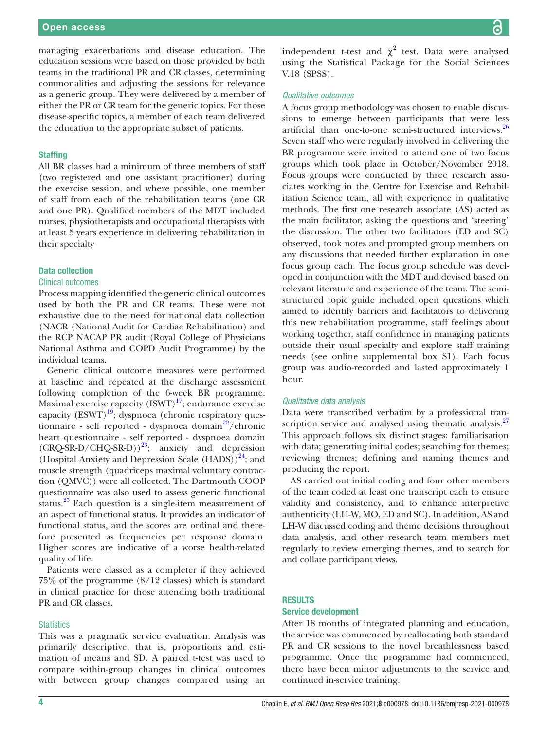managing exacerbations and disease education. The education sessions were based on those provided by both teams in the traditional PR and CR classes, determining commonalities and adjusting the sessions for relevance as a generic group. They were delivered by a member of either the PR or CR team for the generic topics. For those disease-specific topics, a member of each team delivered the education to the appropriate subset of patients.

### Staffing

All BR classes had a minimum of three members of staff (two registered and one assistant practitioner) during the exercise session, and where possible, one member of staff from each of the rehabilitation teams (one CR and one PR). Qualified members of the MDT included nurses, physiotherapists and occupational therapists with at least 5 years experience in delivering rehabilitation in their specialty

### Data collection

#### Clinical outcomes

Process mapping identified the generic clinical outcomes used by both the PR and CR teams. These were not exhaustive due to the need for national data collection (NACR (National Audit for Cardiac Rehabilitation) and the RCP NACAP PR audit (Royal College of Physicians National Asthma and COPD Audit Programme) by the individual teams.

Generic clinical outcome measures were performed at baseline and repeated at the discharge assessment following completion of the 6-week BR programme. Maximal exercise capacity (ISWT)[17]; endurance exercise capacity (ESWT)[19]; dyspnoea (chronic respiratory questionnaire - self reported - dyspnoea domain[22]/chronic heart questionnaire - self reported - dyspnoea domain (CRQ-SR-D/CHQ-SR-D))[23]; anxiety and depression (Hospital Anxiety and Depression Scale (HADS))[24]; and muscle strength (quadriceps maximal voluntary contraction (QMVC)) were all collected. The Dartmouth COOP questionnaire was also used to assess generic functional status.[25] Each question is a single-item measurement of an aspect of functional status. It provides an indicator of functional status, and the scores are ordinal and therefore presented as frequencies per response domain. Higher scores are indicative of a worse health-related quality of life.

Patients were classed as a completer if they achieved 75% of the programme (8/12 classes) which is standard in clinical practice for those attending both traditional PR and CR classes.

#### Statistics

This was a pragmatic service evaluation. Analysis was primarily descriptive, that is, proportions and estimation of means and SD. A paired t-test was used to compare within-group changes in clinical outcomes with between group changes compared using an independent t-test and $\chi^2$ test. Data were analysed using the Statistical Package for the Social Sciences V.18 (SPSS).

#### *Qualitative outcomes*

A focus group methodology was chosen to enable discussions to emerge between participants that were less artificial than one-to-one semi-structured interviews.[26] Seven staff who were regularly involved in delivering the BR programme were invited to attend one of two focus groups which took place in October/November 2018. Focus groups were conducted by three research associates working in the Centre for Exercise and Rehabilitation Science team, all with experience in qualitative methods. The first one research associate (AS) acted as the main facilitator, asking the questions and 'steering' the discussion. The other two facilitators (ED and SC) observed, took notes and prompted group members on any discussions that needed further explanation in one focus group each. The focus group schedule was developed in conjunction with the MDT and devised based on relevant literature and experience of the team. The semi-structured topic guide included open questions which aimed to identify barriers and facilitators to delivering this new rehabilitation programme, staff feelings about working together, staff confidence in managing patients outside their usual specialty and explore staff training needs (see online supplemental box S1). Each focus group was audio-recorded and lasted approximately 1 hour.

#### *Qualitative data analysis*

Data were transcribed verbatim by a professional transcription service and analysed using thematic analysis.[27] This approach follows six distinct stages: familiarisation with data; generating initial codes; searching for themes; reviewing themes; defining and naming themes and producing the report.

AS carried out initial coding and four other members of the team coded at least one transcript each to ensure validity and consistency, and to enhance interpretive authenticity (LH-W, MO, ED and SC). In addition, AS and LH-W discussed coding and theme decisions throughout data analysis, and other research team members met regularly to review emerging themes, and to search for and collate participant views.

## RESULTS

### Service development

After 18 months of integrated planning and education, the service was commenced by reallocating both standard PR and CR sessions to the novel breathlessness based programme. Once the programme had commenced, there have been minor adjustments to the service and continued in-service training.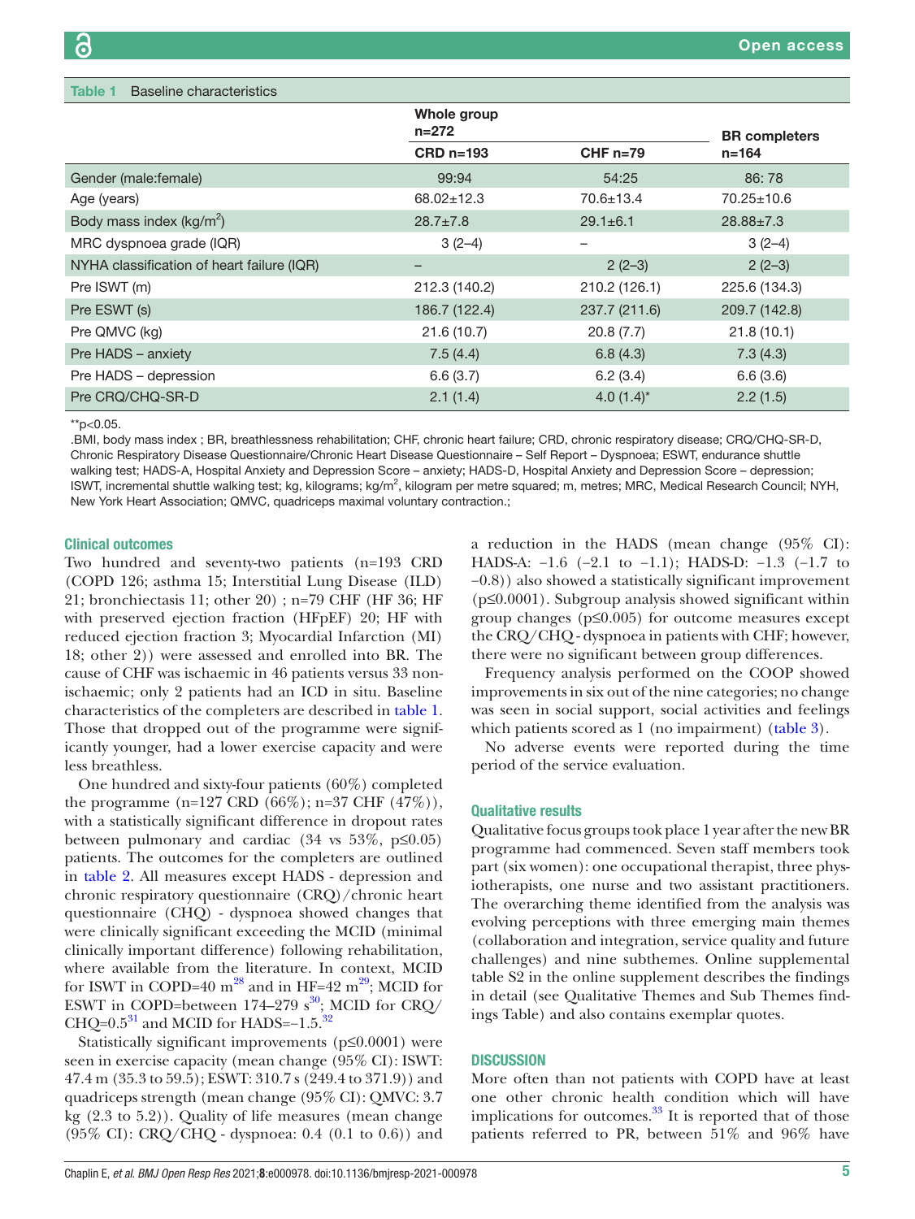**Table 1** Baseline characteristics

| | Whole group n=272 | | BR completers n=164 |
|---|---|---|---|
| | CRD n=193 | CHF n=79 | |
| Gender (male:female) | 99:94 | 54:25 | 86: 78 |
| Age (years) | 68.02±12.3 | 70.6±13.4 | 70.25±10.6 |
| Body mass index (kg/m$^2$) | 28.7±7.8 | 29.1±6.1 | 28.88±7.3 |
| MRC dyspnoea grade (IQR) | 3 (2–4) | – | 3 (2–4) |
| NYHA classification of heart failure (IQR) | – | 2 (2–3) | 2 (2–3) |
| Pre ISWT (m) | 212.3 (140.2) | 210.2 (126.1) | 225.6 (134.3) |
| Pre ESWT (s) | 186.7 (122.4) | 237.7 (211.6) | 209.7 (142.8) |
| Pre QMVC (kg) | 21.6 (10.7) | 20.8 (7.7) | 21.8 (10.1) |
| Pre HADS – anxiety | 7.5 (4.4) | 6.8 (4.3) | 7.3 (4.3) |
| Pre HADS – depression | 6.6 (3.7) | 6.2 (3.4) | 6.6 (3.6) |
| Pre CRQ/CHQ-SR-D | 2.1 (1.4) | 4.0 (1.4)* | 2.2 (1.5) |

**p<0.05.

.BMI, body mass index ; BR, breathlessness rehabilitation; CHF, chronic heart failure; CRD, chronic respiratory disease; CRQ/CHQ-SR-D, Chronic Respiratory Disease Questionnaire/Chronic Heart Disease Questionnaire – Self Report – Dyspnoea; ESWT, endurance shuttle walking test; HADS-A, Hospital Anxiety and Depression Score – anxiety; HADS-D, Hospital Anxiety and Depression Score – depression; ISWT, incremental shuttle walking test; kg, kilograms; kg/m$^2$, kilogram per metre squared; m, metres; MRC, Medical Research Council; NYH, New York Heart Association; QMVC, quadriceps maximal voluntary contraction.;

### Clinical outcomes

Two hundred and seventy-two patients (n=193 CRD (COPD 126; asthma 15; Interstitial Lung Disease (ILD) 21; bronchiectasis 11; other 20) ; n=79 CHF (HF 36; HF with preserved ejection fraction (HFpEF) 20; HF with reduced ejection fraction 3; Myocardial Infarction (MI) 18; other 2)) were assessed and enrolled into BR. The cause of CHF was ischaemic in 46 patients versus 33 non-ischaemic; only 2 patients had an ICD in situ. Baseline characteristics of the completers are described in table 1. Those that dropped out of the programme were significantly younger, had a lower exercise capacity and were less breathless.

One hundred and sixty-four patients (60%) completed the programme (n=127 CRD (66%); n=37 CHF (47%)), with a statistically significant difference in dropout rates between pulmonary and cardiac (34 vs 53%, p≤0.05) patients. The outcomes for the completers are outlined in table 2. All measures except HADS - depression and chronic respiratory questionnaire (CRQ)/chronic heart questionnaire (CHQ) - dyspnoea showed changes that were clinically significant exceeding the MCID (minimal clinically important difference) following rehabilitation, where available from the literature. In context, MCID for ISWT in COPD=40 m$^{2}$[28] and in HF=42 m[29]; MCID for ESWT in COPD=between 174–279 s[30]; MCID for CRQ/CHQ=0.5[31] and MCID for HADS=−1.5.[32]

Statistically significant improvements (p≤0.0001) were seen in exercise capacity (mean change (95% CI): ISWT: 47.4 m (35.3 to 59.5); ESWT: 310.7 s (249.4 to 371.9)) and quadriceps strength (mean change (95% CI): QMVC: 3.7 kg (2.3 to 5.2)). Quality of life measures (mean change (95% CI): CRQ/CHQ - dyspnoea: 0.4 (0.1 to 0.6)) and a reduction in the HADS (mean change (95% CI): HADS-A: −1.6 (−2.1 to −1.1); HADS-D: −1.3 (−1.7 to −0.8)) also showed a statistically significant improvement (p≤0.0001). Subgroup analysis showed significant within group changes (p≤0.005) for outcome measures except the CRQ/CHQ - dyspnoea in patients with CHF; however, there were no significant between group differences.

Frequency analysis performed on the COOP showed improvements in six out of the nine categories; no change was seen in social support, social activities and feelings which patients scored as 1 (no impairment) (table 3).

No adverse events were reported during the time period of the service evaluation.

### Qualitative results

Qualitative focus groups took place 1 year after the new BR programme had commenced. Seven staff members took part (six women): one occupational therapist, three physiotherapists, one nurse and two assistant practitioners. The overarching theme identified from the analysis was evolving perceptions with three emerging main themes (collaboration and integration, service quality and future challenges) and nine subthemes. Online supplemental table S2 in the online supplement describes the findings in detail (see Qualitative Themes and Sub Themes findings Table) and also contains exemplar quotes.

## DISCUSSION

More often than not patients with COPD have at least one other chronic health condition which will have implications for outcomes.[33] It is reported that of those patients referred to PR, between 51% and 96% have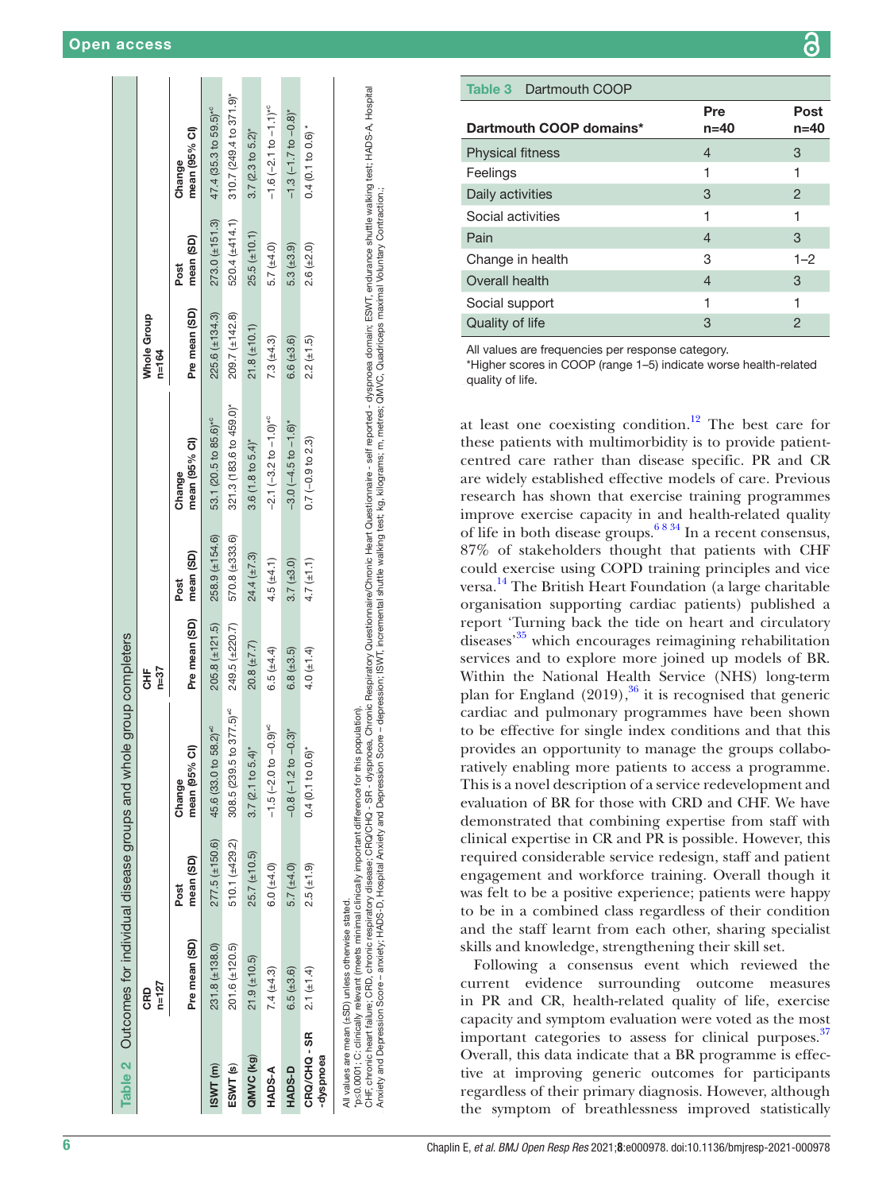**Table 2** Outcomes for individual disease groups and whole group completers

| | CRD n=127 | | | CHF n=37 | | | Whole Group n=164 | | |
|---|---|---|---|---|---|---|---|---|---|
| | Pre mean (SD) | Post mean (SD) | Change mean (95% CI) | Pre mean (SD) | Post mean (SD) | Change mean (95% CI) | Pre mean (SD) | Post mean (SD) | Change mean (95% CI) |
| ISWT (m) | 231.8 (±138.0) | 277.5 (±150.6) | 45.6 (33.0 to 58.2)*c | 205.8 (±121.5) | 258.9 (±154.6) | 53.1 (20.5 to 85.6)*c | 225.6 (±134.3) | 273.0 (±151.3) | 47.4 (35.3 to 59.5)*c |
| ESWT (s) | 201.6 (±120.5) | 510.1 (±429.2) | 308.5 (239.5 to 377.5)*c | 249.5 (±220.7) | 570.8 (±333.6) | 321.3 (183.6 to 459.0)* | 209.7 (±142.8) | 520.4 (±414.1) | 310.7 (249.4 to 371.9)* |
| QMVC (kg) | 21.9 (±10.5) | 25.7 (±10.5) | 3.7 (2.1 to 5.4)* | 20.8 (±7.7) | 24.4 (±7.3) | 3.6 (1.8 to 5.4)* | 21.8 (±10.1) | 25.5 (±10.1) | 3.7 (2.3 to 5.2)* |
| HADS-A | 7.4 (±4.3) | 6.0 (±4.0) | −1.5 (−2.0 to −0.9)*c | 6.5 (±4.4) | 4.5 (±4.1) | −2.1 (−3.2 to −1.0)*c | 7.3 (±4.3) | 5.7 (±4.0) | −1.6 (−2.1 to −1.1)*c |
| HADS-D | 6.5 (±3.6) | 5.7 (±4.0) | −0.8 (−1.2 to −0.3)* | 6.8 (±3.5) | 3.7 (±3.0) | −3.0 (−4.5 to −1.6)* | 6.6 (±3.6) | 5.3 (±3.9) | −1.3 (−1.7 to −0.8)* |
| CRQ/CHQ - SR -dyspnoea | 2.1 (±1.4) | 2.5 (±1.9) | 0.4 (0.1 to 0.6)* | 4.0 (±1.4) | 4.7 (±1.1) | 0.7 (−0.9 to 2.3) | 2.2 (±1.5) | 2.6 (±2.0) | 0.4 (0.1 to 0.6) * |

All values are mean (±SD) unless otherwise stated.
*p≤0.0001; C: clinically relevant (meets minimal clinically important difference for this population).
CHF, chronic heart failure; CRD, chronic respiratory disease; CRQ/CHQ - SR - dyspnea, Chronic Respiratory Questionnaire/Chronic Heart Questionnaire - self reported - dyspnoea domain; ESWT, endurance shuttle walking test; HADS-A, Hospital Anxiety and Depression Score – anxiety; HADS-D, Hospital Anxiety and Depression Score – depression; ISWT, incremental shuttle walking test; kg, kilograms; m, metres; QMVC, Quadriceps maximal Voluntary Contraction.;

**Table 3** Dartmouth COOP

| Dartmouth COOP domains* | Pre n=40 | Post n=40 |
|---|---|---|
| Physical fitness | 4 | 3 |
| Feelings | 1 | 1 |
| Daily activities | 3 | 2 |
| Social activities | 1 | 1 |
| Pain | 4 | 3 |
| Change in health | 3 | 1–2 |
| Overall health | 4 | 3 |
| Social support | 1 | 1 |
| Quality of life | 3 | 2 |

All values are frequencies per response category.
*Higher scores in COOP (range 1–5) indicate worse health-related quality of life.

at least one coexisting condition.[12] The best care for these patients with multimorbidity is to provide patient-centred care rather than disease specific. PR and CR are widely established effective models of care. Previous research has shown that exercise training programmes improve exercise capacity in and health-related quality of life in both disease groups.[6 8 34] In a recent consensus, 87% of stakeholders thought that patients with CHF could exercise using COPD training principles and vice versa.[14] The British Heart Foundation (a large charitable organisation supporting cardiac patients) published a report 'Turning back the tide on heart and circulatory diseases'[35] which encourages reimagining rehabilitation services and to explore more joined up models of BR. Within the National Health Service (NHS) long-term plan for England (2019),[36] it is recognised that generic cardiac and pulmonary programmes have been shown to be effective for single index conditions and that this provides an opportunity to manage the groups collaboratively enabling more patients to access a programme. This is a novel description of a service redevelopment and evaluation of BR for those with CRD and CHF. We have demonstrated that combining expertise from staff with clinical expertise in CR and PR is possible. However, this required considerable service redesign, staff and patient engagement and workforce training. Overall though it was felt to be a positive experience; patients were happy to be in a combined class regardless of their condition and the staff learnt from each other, sharing specialist skills and knowledge, strengthening their skill set.

Following a consensus event which reviewed the current evidence surrounding outcome measures in PR and CR, health-related quality of life, exercise capacity and symptom evaluation were voted as the most important categories to assess for clinical purposes.[37] Overall, this data indicate that a BR programme is effective at improving generic outcomes for participants regardless of their primary diagnosis. However, although the symptom of breathlessness improved statistically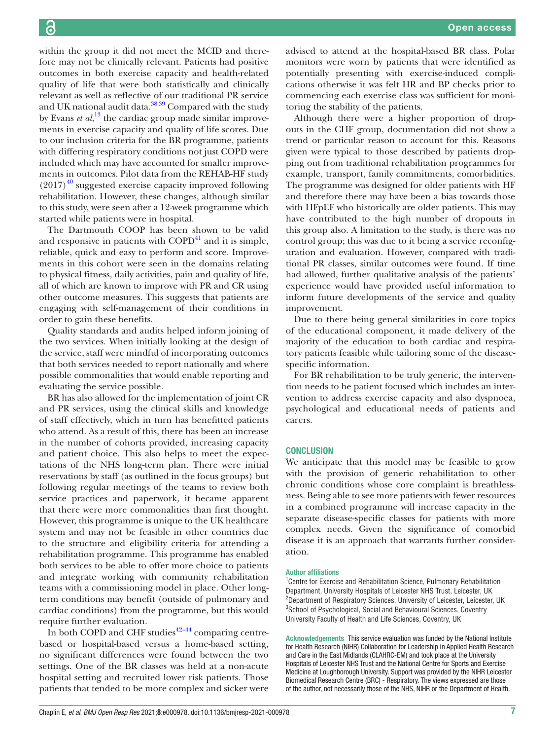within the group it did not meet the MCID and therefore may not be clinically relevant. Patients had positive outcomes in both exercise capacity and health-related quality of life that were both statistically and clinically relevant as well as reflective of our traditional PR service and UK national audit data.[38 39] Compared with the study by Evans *et al*,[13] the cardiac group made similar improvements in exercise capacity and quality of life scores. Due to our inclusion criteria for the BR programme, patients with differing respiratory conditions not just COPD were included which may have accounted for smaller improvements in outcomes. Pilot data from the REHAB-HF study (2017)[40] suggested exercise capacity improved following rehabilitation. However, these changes, although similar to this study, were seen after a 12-week programme which started while patients were in hospital.

The Dartmouth COOP has been shown to be valid and responsive in patients with COPD[41] and it is simple, reliable, quick and easy to perform and score. Improvements in this cohort were seen in the domains relating to physical fitness, daily activities, pain and quality of life, all of which are known to improve with PR and CR using other outcome measures. This suggests that patients are engaging with self-management of their conditions in order to gain these benefits.

Quality standards and audits helped inform joining of the two services. When initially looking at the design of the service, staff were mindful of incorporating outcomes that both services needed to report nationally and where possible commonalities that would enable reporting and evaluating the service possible.

BR has also allowed for the implementation of joint CR and PR services, using the clinical skills and knowledge of staff effectively, which in turn has benefitted patients who attend. As a result of this, there has been an increase in the number of cohorts provided, increasing capacity and patient choice. This also helps to meet the expectations of the NHS long-term plan. There were initial reservations by staff (as outlined in the focus groups) but following regular meetings of the teams to review both service practices and paperwork, it became apparent that there were more commonalities than first thought. However, this programme is unique to the UK healthcare system and may not be feasible in other countries due to the structure and eligibility criteria for attending a rehabilitation programme. This programme has enabled both services to be able to offer more choice to patients and integrate working with community rehabilitation teams with a commissioning model in place. Other long-term conditions may benefit (outside of pulmonary and cardiac conditions) from the programme, but this would require further evaluation.

In both COPD and CHF studies[42–44] comparing centre-based or hospital-based versus a home-based setting, no significant differences were found between the two settings. One of the BR classes was held at a non-acute hospital setting and recruited lower risk patients. Those patients that tended to be more complex and sicker were advised to attend at the hospital-based BR class. Polar monitors were worn by patients that were identified as potentially presenting with exercise-induced complications otherwise it was felt HR and BP checks prior to commencing each exercise class was sufficient for monitoring the stability of the patients.

Although there were a higher proportion of dropouts in the CHF group, documentation did not show a trend or particular reason to account for this. Reasons given were typical to those described by patients dropping out from traditional rehabilitation programmes for example, transport, family commitments, comorbidities. The programme was designed for older patients with HF and therefore there may have been a bias towards those with HFpEF who historically are older patients. This may have contributed to the high number of dropouts in this group also. A limitation to the study, is there was no control group; this was due to it being a service reconfiguration and evaluation. However, compared with traditional PR classes, similar outcomes were found. If time had allowed, further qualitative analysis of the patients' experience would have provided useful information to inform future developments of the service and quality improvement.

Due to there being general similarities in core topics of the educational component, it made delivery of the majority of the education to both cardiac and respiratory patients feasible while tailoring some of the disease-specific information.

For BR rehabilitation to be truly generic, the intervention needs to be patient focused which includes an intervention to address exercise capacity and also dyspnoea, psychological and educational needs of patients and carers.

## CONCLUSION

We anticipate that this model may be feasible to grow with the provision of generic rehabilitation to other chronic conditions whose core complaint is breathlessness. Being able to see more patients with fewer resources in a combined programme will increase capacity in the separate disease-specific classes for patients with more complex needs. Given the significance of comorbid disease it is an approach that warrants further consideration.

**Author affiliations**

[1]Centre for Exercise and Rehabilitation Science, Pulmonary Rehabilitation Department, University Hospitals of Leicester NHS Trust, Leicester, UK
[2]Department of Respiratory Sciences, University of Leicester, Leicester, UK
[3]School of Psychological, Social and Behavioural Sciences, Coventry University Faculty of Health and Life Sciences, Coventry, UK

**Acknowledgements** This service evaluation was funded by the National Institute for Health Research (NIHR) Collaboration for Leadership in Applied Health Research and Care in the East Midlands (CLAHRC-EM) and took place at the University Hospitals of Leicester NHS Trust and the National Centre for Sports and Exercise Medicine at Loughborough University. Support was provided by the NIHR Leicester Biomedical Research Centre (BRC) - Respiratory. The views expressed are those of the author, not necessarily those of the NHS, NIHR or the Department of Health.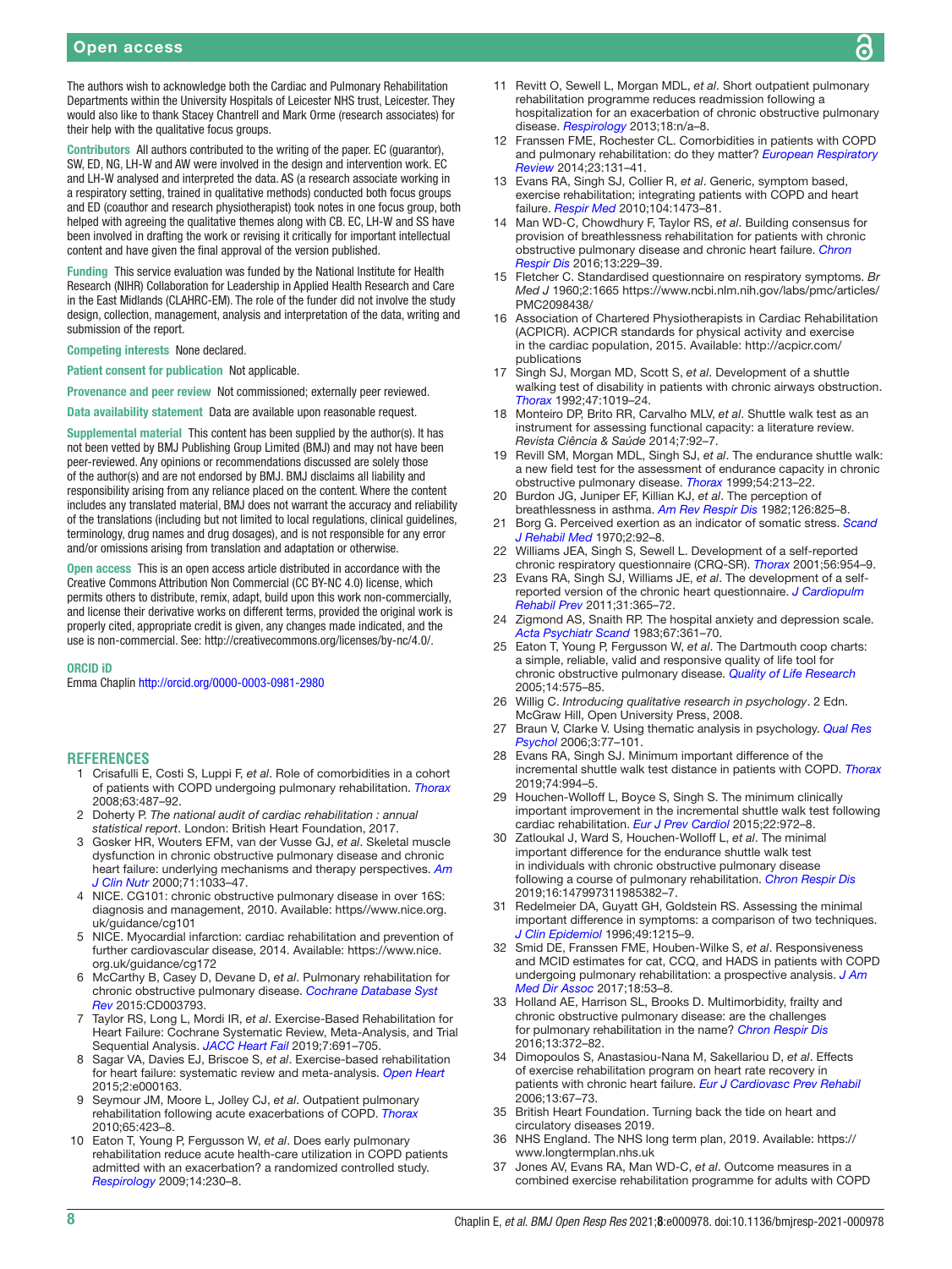The authors wish to acknowledge both the Cardiac and Pulmonary Rehabilitation Departments within the University Hospitals of Leicester NHS trust, Leicester. They would also like to thank Stacey Chantrell and Mark Orme (research associates) for their help with the qualitative focus groups.

**Contributors** All authors contributed to the writing of the paper. EC (guarantor), SW, ED, NG, LH-W and AW were involved in the design and intervention work. EC and LH-W analysed and interpreted the data. AS (a research associate working in a respiratory setting, trained in qualitative methods) conducted both focus groups and ED (coauthor and research physiotherapist) took notes in one focus group, both helped with agreeing the qualitative themes along with CB. EC, LH-W and SS have been involved in drafting the work or revising it critically for important intellectual content and have given the final approval of the version published.

**Funding** This service evaluation was funded by the National Institute for Health Research (NIHR) Collaboration for Leadership in Applied Health Research and Care in the East Midlands (CLAHRC-EM). The role of the funder did not involve the study design, collection, management, analysis and interpretation of the data, writing and submission of the report.

**Competing interests** None declared.

**Patient consent for publication** Not applicable.

**Provenance and peer review** Not commissioned; externally peer reviewed.

**Data availability statement** Data are available upon reasonable request.

**Supplemental material** This content has been supplied by the author(s). It has not been vetted by BMJ Publishing Group Limited (BMJ) and may not have been peer-reviewed. Any opinions or recommendations discussed are solely those of the author(s) and are not endorsed by BMJ. BMJ disclaims all liability and responsibility arising from any reliance placed on the content. Where the content includes any translated material, BMJ does not warrant the accuracy and reliability of the translations (including but not limited to local regulations, clinical guidelines, terminology, drug names and drug dosages), and is not responsible for any error and/or omissions arising from translation and adaptation or otherwise.

**Open access** This is an open access article distributed in accordance with the Creative Commons Attribution Non Commercial (CC BY-NC 4.0) license, which permits others to distribute, remix, adapt, build upon this work non-commercially, and license their derivative works on different terms, provided the original work is properly cited, appropriate credit is given, any changes made indicated, and the use is non-commercial. See: http://creativecommons.org/licenses/by-nc/4.0/.

**ORCID iD**

Emma Chaplin http://orcid.org/0000-0003-0981-2980

## REFERENCES

1. Crisafulli E, Costi S, Luppi F, *et al*. Role of comorbidities in a cohort of patients with COPD undergoing pulmonary rehabilitation. *Thorax* 2008;63:487–92.
2. Doherty P. *The national audit of cardiac rehabilitation : annual statistical report*. London: British Heart Foundation, 2017.
3. Gosker HR, Wouters EFM, van der Vusse GJ, *et al*. Skeletal muscle dysfunction in chronic obstructive pulmonary disease and chronic heart failure: underlying mechanisms and therapy perspectives. *Am J Clin Nutr* 2000;71:1033–47.
4. NICE. CG101: chronic obstructive pulmonary disease in over 16S: diagnosis and management, 2010. Available: https//www.nice.org.uk/guidance/cg101
5. NICE. Myocardial infarction: cardiac rehabilitation and prevention of further cardiovascular disease, 2014. Available: https://www.nice.org.uk/guidance/cg172
6. McCarthy B, Casey D, Devane D, *et al*. Pulmonary rehabilitation for chronic obstructive pulmonary disease. *Cochrane Database Syst Rev* 2015:CD003793.
7. Taylor RS, Long L, Mordi IR, *et al*. Exercise-Based Rehabilitation for Heart Failure: Cochrane Systematic Review, Meta-Analysis, and Trial Sequential Analysis. *JACC Heart Fail* 2019;7:691–705.
8. Sagar VA, Davies EJ, Briscoe S, *et al*. Exercise-based rehabilitation for heart failure: systematic review and meta-analysis. *Open Heart* 2015;2:e000163.
9. Seymour JM, Moore L, Jolley CJ, *et al*. Outpatient pulmonary rehabilitation following acute exacerbations of COPD. *Thorax* 2010;65:423–8.
10. Eaton T, Young P, Fergusson W, *et al*. Does early pulmonary rehabilitation reduce acute health-care utilization in COPD patients admitted with an exacerbation? a randomized controlled study. *Respirology* 2009;14:230–8.
11. Revitt O, Sewell L, Morgan MDL, *et al*. Short outpatient pulmonary rehabilitation programme reduces readmission following a hospitalization for an exacerbation of chronic obstructive pulmonary disease. *Respirology* 2013;18:n/a–8.
12. Franssen FME, Rochester CL. Comorbidities in patients with COPD and pulmonary rehabilitation: do they matter? *European Respiratory Review* 2014;23:131–41.
13. Evans RA, Singh SJ, Collier R, *et al*. Generic, symptom based, exercise rehabilitation; integrating patients with COPD and heart failure. *Respir Med* 2010;104:1473–81.
14. Man WD-C, Chowdhury F, Taylor RS, *et al*. Building consensus for provision of breathlessness rehabilitation for patients with chronic obstructive pulmonary disease and chronic heart failure. *Chron Respir Dis* 2016;13:229–39.
15. Fletcher C. Standardised questionnaire on respiratory symptoms. *Br Med J* 1960;2:1665 https://www.ncbi.nlm.nih.gov/labs/pmc/articles/PMC2098438/
16. Association of Chartered Physiotherapists in Cardiac Rehabilitation (ACPICR). ACPICR standards for physical activity and exercise in the cardiac population, 2015. Available: http://acpicr.com/publications
17. Singh SJ, Morgan MD, Scott S, *et al*. Development of a shuttle walking test of disability in patients with chronic airways obstruction. *Thorax* 1992;47:1019–24.
18. Monteiro DP, Brito RR, Carvalho MLV, *et al*. Shuttle walk test as an instrument for assessing functional capacity: a literature review. *Revista Ciência & Saúde* 2014;7:92–7.
19. Revill SM, Morgan MDL, Singh SJ, *et al*. The endurance shuttle walk: a new field test for the assessment of endurance capacity in chronic obstructive pulmonary disease. *Thorax* 1999;54:213–22.
20. Burdon JG, Juniper EF, Killian KJ, *et al*. The perception of breathlessness in asthma. *Am Rev Respir Dis* 1982;126:825–8.
21. Borg G. Perceived exertion as an indicator of somatic stress. *Scand J Rehabil Med* 1970;2:92–8.
22. Williams JEA, Singh S, Sewell L. Development of a self-reported chronic respiratory questionnaire (CRQ-SR). *Thorax* 2001;56:954–9.
23. Evans RA, Singh SJ, Williams JE, *et al*. The development of a self-reported version of the chronic heart questionnaire. *J Cardiopulm Rehabil Prev* 2011;31:365–72.
24. Zigmond AS, Snaith RP. The hospital anxiety and depression scale. *Acta Psychiatr Scand* 1983;67:361–70.
25. Eaton T, Young P, Fergusson W, *et al*. The Dartmouth coop charts: a simple, reliable, valid and responsive quality of life tool for chronic obstructive pulmonary disease. *Quality of Life Research* 2005;14:575–85.
26. Willig C. *Introducing qualitative research in psychology*. 2 Edn. McGraw Hill, Open University Press, 2008.
27. Braun V, Clarke V. Using thematic analysis in psychology. *Qual Res Psychol* 2006;3:77–101.
28. Evans RA, Singh SJ. Minimum important difference of the incremental shuttle walk test distance in patients with COPD. *Thorax* 2019;74:994–5.
29. Houchen-Wolloff L, Boyce S, Singh S. The minimum clinically important improvement in the incremental shuttle walk test following cardiac rehabilitation. *Eur J Prev Cardiol* 2015;22:972–8.
30. Zatloukal J, Ward S, Houchen-Wolloff L, *et al*. The minimal important difference for the endurance shuttle walk test in individuals with chronic obstructive pulmonary disease following a course of pulmonary rehabilitation. *Chron Respir Dis* 2019;16:147997311985382–7.
31. Redelmeier DA, Guyatt GH, Goldstein RS. Assessing the minimal important difference in symptoms: a comparison of two techniques. *J Clin Epidemiol* 1996;49:1215–9.
32. Smid DE, Franssen FME, Houben-Wilke S, *et al*. Responsiveness and MCID estimates for cat, CCQ, and HADS in patients with COPD undergoing pulmonary rehabilitation: a prospective analysis. *J Am Med Dir Assoc* 2017;18:53–8.
33. Holland AE, Harrison SL, Brooks D. Multimorbidity, frailty and chronic obstructive pulmonary disease: are the challenges for pulmonary rehabilitation in the name? *Chron Respir Dis* 2016;13:372–82.
34. Dimopoulos S, Anastasiou-Nana M, Sakellariou D, *et al*. Effects of exercise rehabilitation program on heart rate recovery in patients with chronic heart failure. *Eur J Cardiovasc Prev Rehabil* 2006;13:67–73.
35. British Heart Foundation. Turning back the tide on heart and circulatory diseases 2019.
36. NHS England. The NHS long term plan, 2019. Available: https://www.longtermplan.nhs.uk
37. Jones AV, Evans RA, Man WD-C, *et al*. Outcome measures in a combined exercise rehabilitation programme for adults with COPD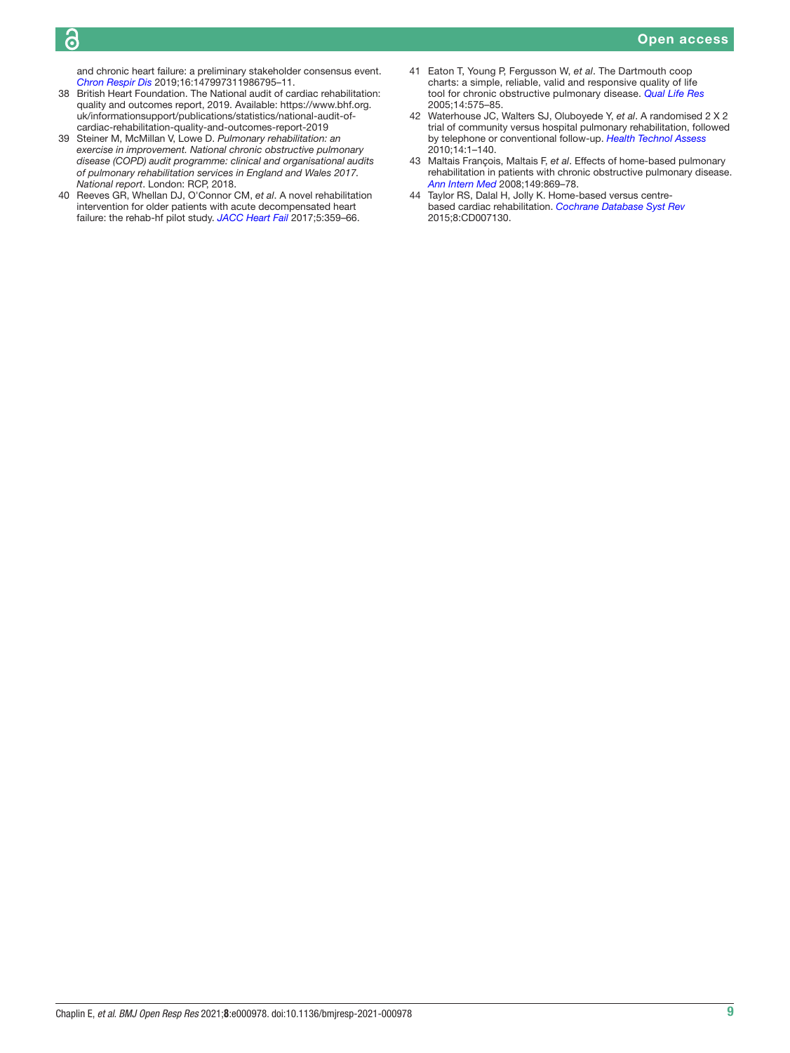and chronic heart failure: a preliminary stakeholder consensus event. *Chron Respir Dis* 2019;16:147997311986795–11.

38 British Heart Foundation. The National audit of cardiac rehabilitation: quality and outcomes report, 2019. Available: https://www.bhf.org.uk/informationsupport/publications/statistics/national-audit-of-cardiac-rehabilitation-quality-and-outcomes-report-2019

39 Steiner M, McMillan V, Lowe D. *Pulmonary rehabilitation: an exercise in improvement. National chronic obstructive pulmonary disease (COPD) audit programme: clinical and organisational audits of pulmonary rehabilitation services in England and Wales 2017. National report*. London: RCP, 2018.

40 Reeves GR, Whellan DJ, O'Connor CM, *et al*. A novel rehabilitation intervention for older patients with acute decompensated heart failure: the rehab-hf pilot study. *JACC Heart Fail* 2017;5:359–66.

41 Eaton T, Young P, Fergusson W, *et al*. The Dartmouth coop charts: a simple, reliable, valid and responsive quality of life tool for chronic obstructive pulmonary disease. *Qual Life Res* 2005;14:575–85.

42 Waterhouse JC, Walters SJ, Oluboyede Y, *et al*. A randomised 2 X 2 trial of community versus hospital pulmonary rehabilitation, followed by telephone or conventional follow-up. *Health Technol Assess* 2010;14:1–140.

43 Maltais François, Maltais F, *et al*. Effects of home-based pulmonary rehabilitation in patients with chronic obstructive pulmonary disease. *Ann Intern Med* 2008;149:869–78.

44 Taylor RS, Dalal H, Jolly K. Home-based versus centre-based cardiac rehabilitation. *Cochrane Database Syst Rev* 2015;8:CD007130.